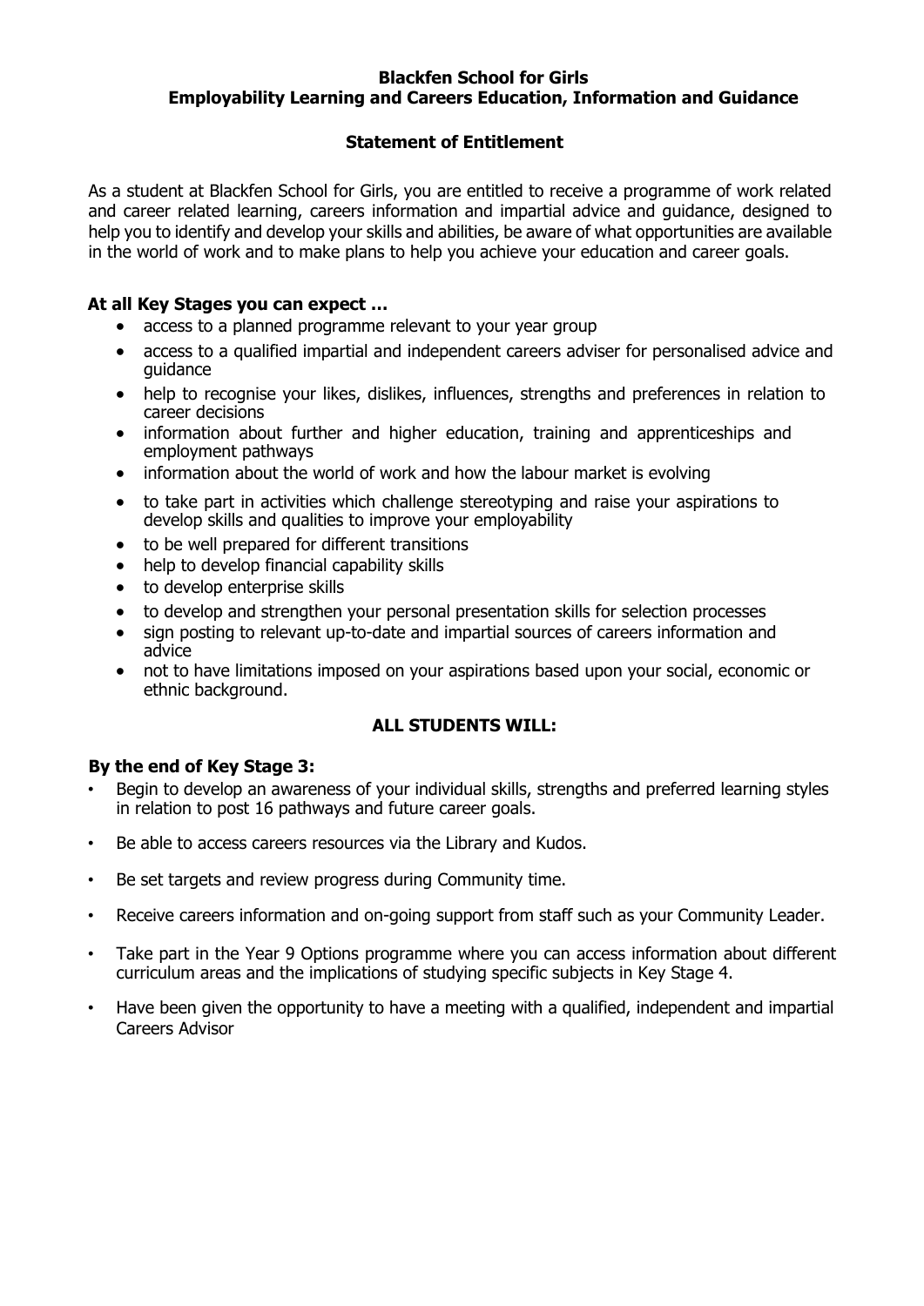# Blackfen School for Girls
## Employability Learning and Careers Education, Information and Guidance

### Statement of Entitlement

As a student at Blackfen School for Girls, you are entitled to receive a programme of work related and career related learning, careers information and impartial advice and guidance, designed to help you to identify and develop your skills and abilities, be aware of what opportunities are available in the world of work and to make plans to help you achieve your education and career goals.

**At all Key Stages you can expect …**

- access to a planned programme relevant to your year group
- access to a qualified impartial and independent careers adviser for personalised advice and guidance
- help to recognise your likes, dislikes, influences, strengths and preferences in relation to career decisions
- information about further and higher education, training and apprenticeships and employment pathways
- information about the world of work and how the labour market is evolving
- to take part in activities which challenge stereotyping and raise your aspirations to develop skills and qualities to improve your employability
- to be well prepared for different transitions
- help to develop financial capability skills
- to develop enterprise skills
- to develop and strengthen your personal presentation skills for selection processes
- sign posting to relevant up-to-date and impartial sources of careers information and advice
- not to have limitations imposed on your aspirations based upon your social, economic or ethnic background.

**ALL STUDENTS WILL:**

**By the end of Key Stage 3:**

- Begin to develop an awareness of your individual skills, strengths and preferred learning styles in relation to post 16 pathways and future career goals.
- Be able to access careers resources via the Library and Kudos.
- Be set targets and review progress during Community time.
- Receive careers information and on-going support from staff such as your Community Leader.
- Take part in the Year 9 Options programme where you can access information about different curriculum areas and the implications of studying specific subjects in Key Stage 4.
- Have been given the opportunity to have a meeting with a qualified, independent and impartial Careers Advisor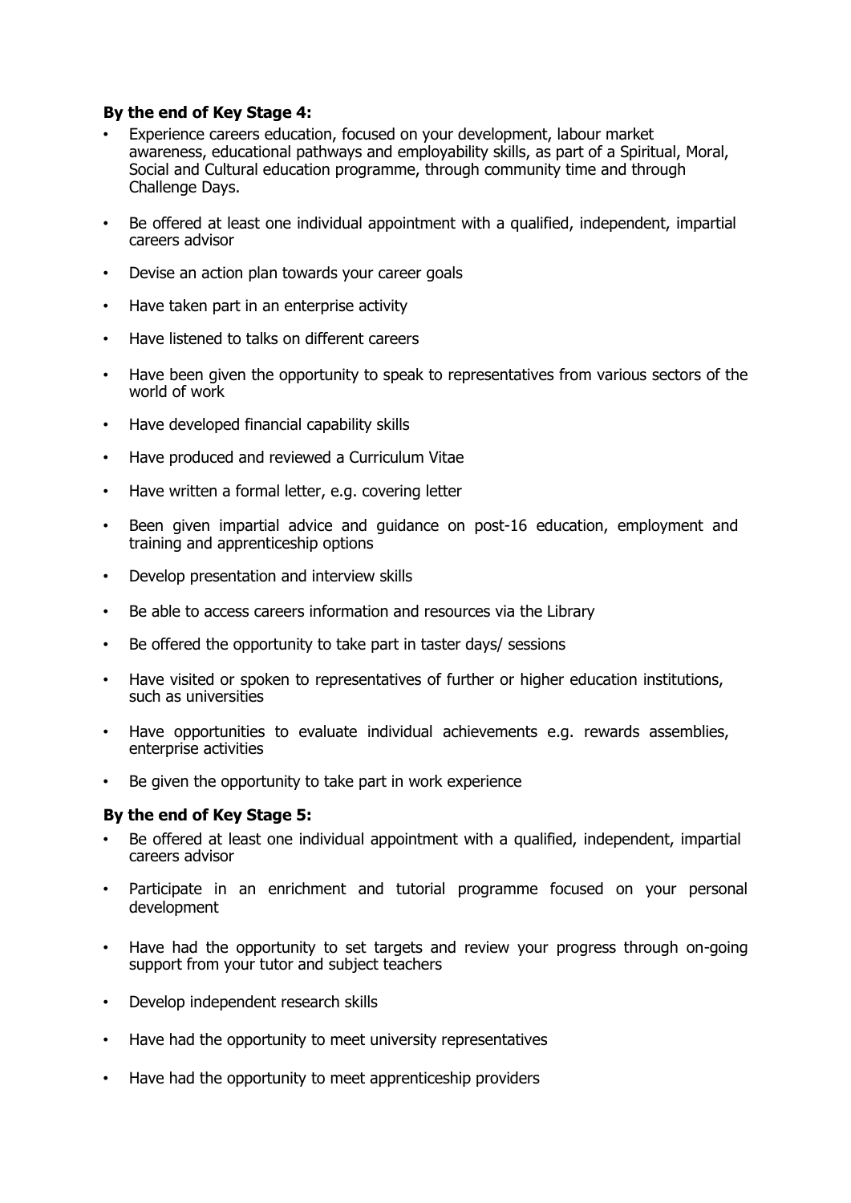**By the end of Key Stage 4:**

- Experience careers education, focused on your development, labour market awareness, educational pathways and employability skills, as part of a Spiritual, Moral, Social and Cultural education programme, through community time and through Challenge Days.
- Be offered at least one individual appointment with a qualified, independent, impartial careers advisor
- Devise an action plan towards your career goals
- Have taken part in an enterprise activity
- Have listened to talks on different careers
- Have been given the opportunity to speak to representatives from various sectors of the world of work
- Have developed financial capability skills
- Have produced and reviewed a Curriculum Vitae
- Have written a formal letter, e.g. covering letter
- Been given impartial advice and guidance on post-16 education, employment and training and apprenticeship options
- Develop presentation and interview skills
- Be able to access careers information and resources via the Library
- Be offered the opportunity to take part in taster days/ sessions
- Have visited or spoken to representatives of further or higher education institutions, such as universities
- Have opportunities to evaluate individual achievements e.g. rewards assemblies, enterprise activities
- Be given the opportunity to take part in work experience

**By the end of Key Stage 5:**

- Be offered at least one individual appointment with a qualified, independent, impartial careers advisor
- Participate in an enrichment and tutorial programme focused on your personal development
- Have had the opportunity to set targets and review your progress through on-going support from your tutor and subject teachers
- Develop independent research skills
- Have had the opportunity to meet university representatives
- Have had the opportunity to meet apprenticeship providers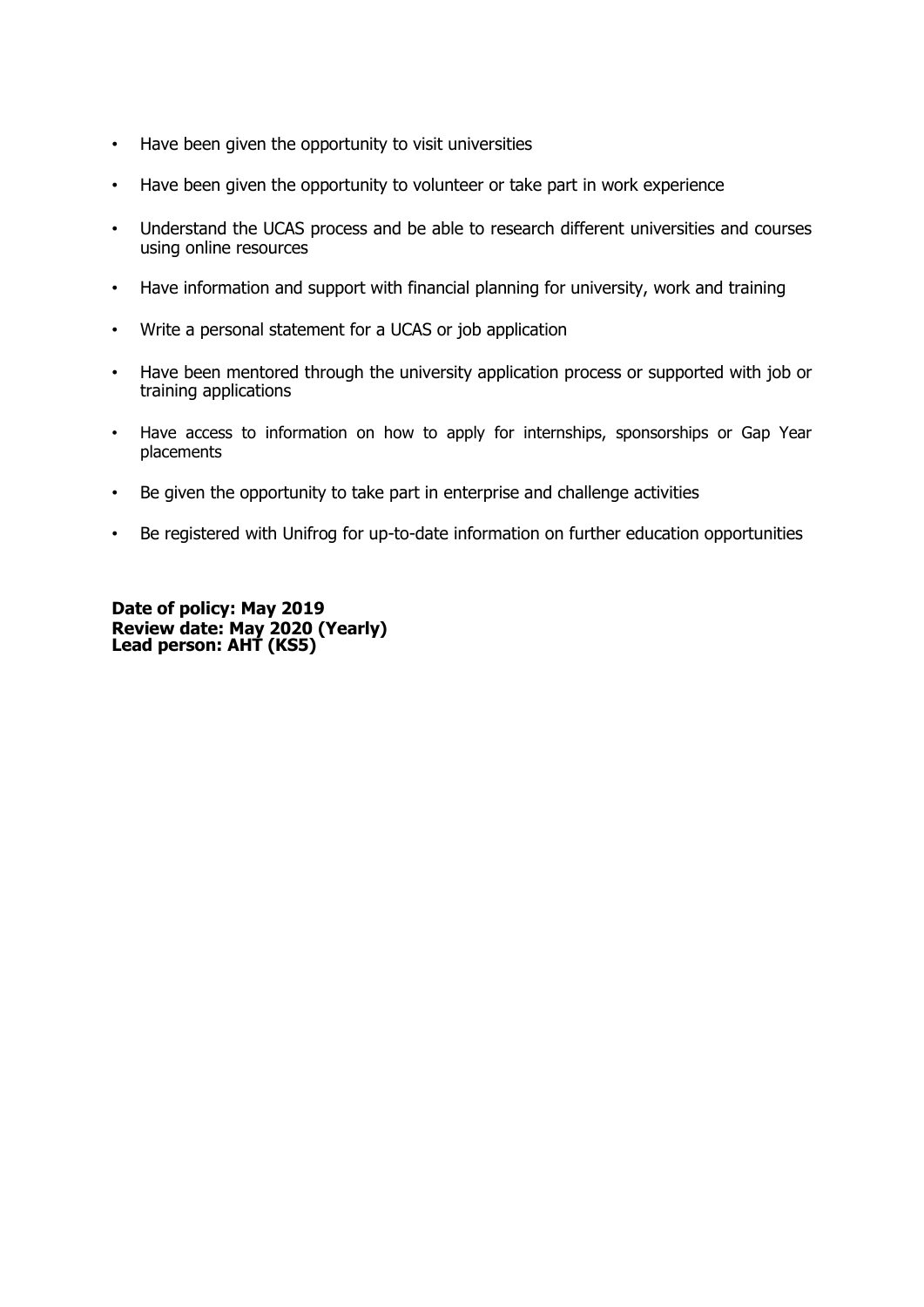- Have been given the opportunity to visit universities
- Have been given the opportunity to volunteer or take part in work experience
- Understand the UCAS process and be able to research different universities and courses using online resources
- Have information and support with financial planning for university, work and training
- Write a personal statement for a UCAS or job application
- Have been mentored through the university application process or supported with job or training applications
- Have access to information on how to apply for internships, sponsorships or Gap Year placements
- Be given the opportunity to take part in enterprise and challenge activities
- Be registered with Unifrog for up-to-date information on further education opportunities

**Date of policy: May 2019**
**Review date: May 2020 (Yearly)**
**Lead person: AHT (KS5)**